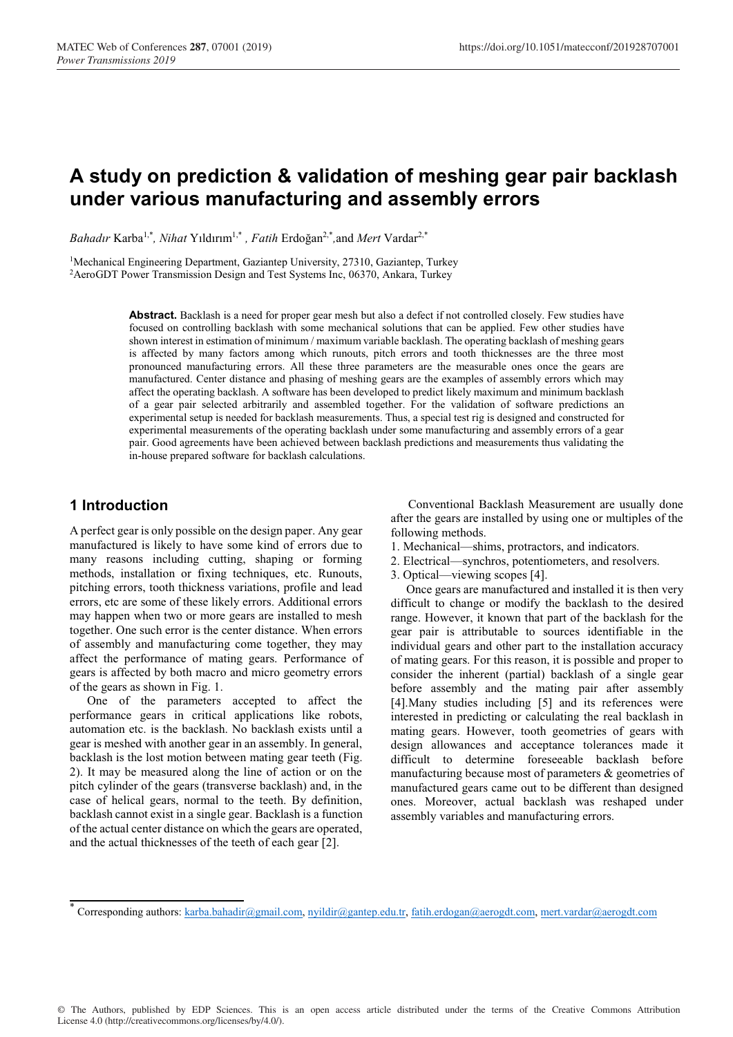# A study on prediction & validation of meshing gear pair backlash under various manufacturing and assembly errors

*Bahadır* Karba[1,*], *Nihat* Yıldırım[1,*] , *Fatih* Erdoğan[2,*],and *Mert* Vardar[2,*]

[1]Mechanical Engineering Department, Gaziantep University, 27310, Gaziantep, Turkey
[2]AeroGDT Power Transmission Design and Test Systems Inc, 06370, Ankara, Turkey

**Abstract.** Backlash is a need for proper gear mesh but also a defect if not controlled closely. Few studies have focused on controlling backlash with some mechanical solutions that can be applied. Few other studies have shown interest in estimation of minimum / maximum variable backlash. The operating backlash of meshing gears is affected by many factors among which runouts, pitch errors and tooth thicknesses are the three most pronounced manufacturing errors. All these three parameters are the measurable ones once the gears are manufactured. Center distance and phasing of meshing gears are the examples of assembly errors which may affect the operating backlash. A software has been developed to predict likely maximum and minimum backlash of a gear pair selected arbitrarily and assembled together. For the validation of software predictions an experimental setup is needed for backlash measurements. Thus, a special test rig is designed and constructed for experimental measurements of the operating backlash under some manufacturing and assembly errors of a gear pair. Good agreements have been achieved between backlash predictions and measurements thus validating the in-house prepared software for backlash calculations.

## 1 Introduction

A perfect gear is only possible on the design paper. Any gear manufactured is likely to have some kind of errors due to many reasons including cutting, shaping or forming methods, installation or fixing techniques, etc. Runouts, pitching errors, tooth thickness variations, profile and lead errors, etc are some of these likely errors. Additional errors may happen when two or more gears are installed to mesh together. One such error is the center distance. When errors of assembly and manufacturing come together, they may affect the performance of mating gears. Performance of gears is affected by both macro and micro geometry errors of the gears as shown in Fig. 1.

One of the parameters accepted to affect the performance gears in critical applications like robots, automation etc. is the backlash. No backlash exists until a gear is meshed with another gear in an assembly. In general, backlash is the lost motion between mating gear teeth (Fig. 2). It may be measured along the line of action or on the pitch cylinder of the gears (transverse backlash) and, in the case of helical gears, normal to the teeth. By definition, backlash cannot exist in a single gear. Backlash is a function of the actual center distance on which the gears are operated, and the actual thicknesses of the teeth of each gear [2].

Conventional Backlash Measurement are usually done after the gears are installed by using one or multiples of the following methods.

1. Mechanical—shims, protractors, and indicators.
2. Electrical—synchros, potentiometers, and resolvers.
3. Optical—viewing scopes [4].

Once gears are manufactured and installed it is then very difficult to change or modify the backlash to the desired range. However, it known that part of the backlash for the gear pair is attributable to sources identifiable in the individual gears and other part to the installation accuracy of mating gears. For this reason, it is possible and proper to consider the inherent (partial) backlash of a single gear before assembly and the mating pair after assembly [4].Many studies including [5] and its references were interested in predicting or calculating the real backlash in mating gears. However, tooth geometries of gears with design allowances and acceptance tolerances made it difficult to determine foreseeable backlash before manufacturing because most of parameters & geometries of manufactured gears came out to be different than designed ones. Moreover, actual backlash was reshaped under assembly variables and manufacturing errors.

[*] Corresponding authors: karba.bahadir@gmail.com, nyildir@gantep.edu.tr, fatih.erdogan@aerogdt.com, mert.vardar@aerogdt.com

© The Authors, published by EDP Sciences. This is an open access article distributed under the terms of the Creative Commons Attribution License 4.0 (http://creativecommons.org/licenses/by/4.0/).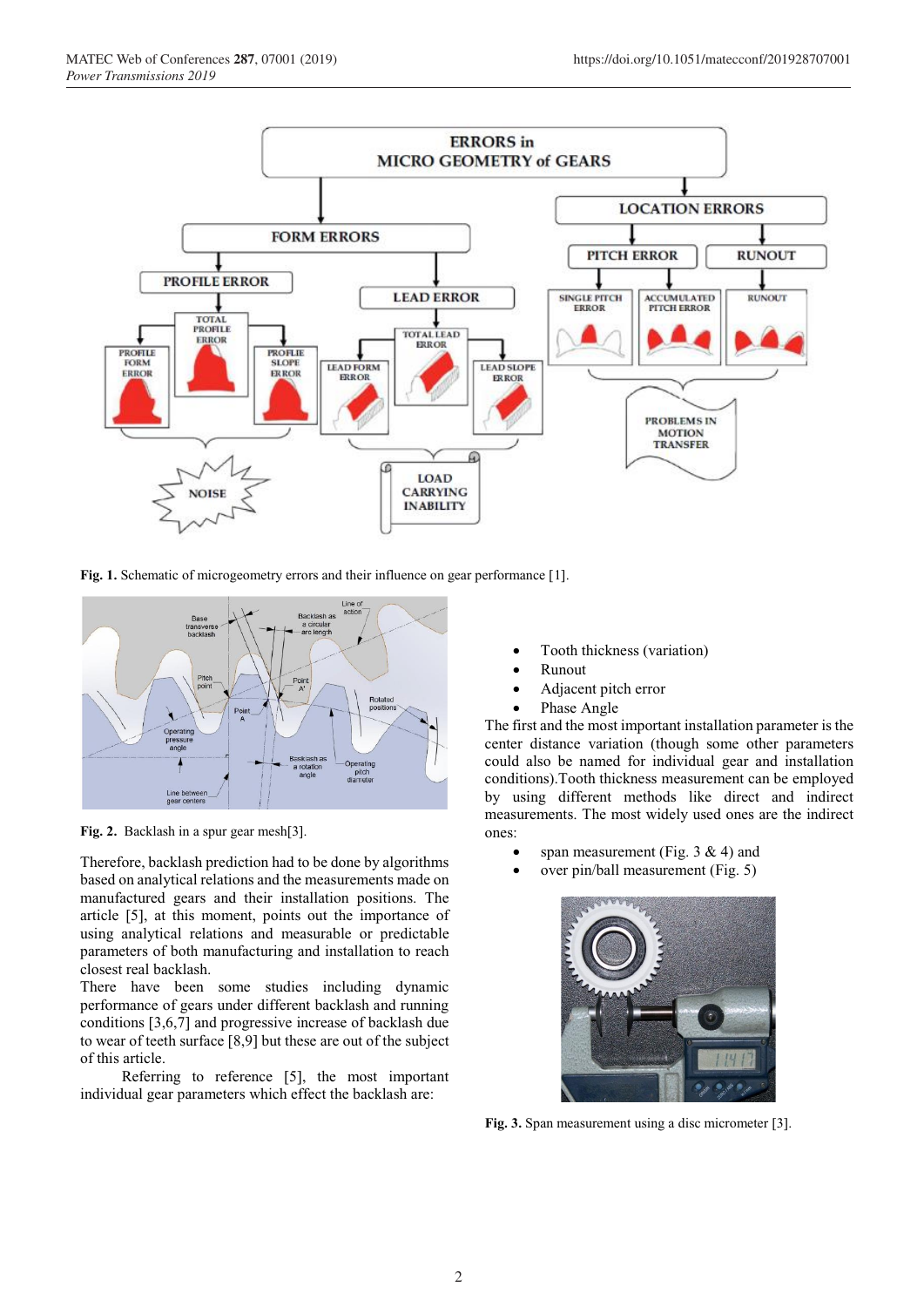Fig. 1. Schematic of microgeometry errors and their influence on gear performance [1].

Fig. 2. Backlash in a spur gear mesh[3].

Therefore, backlash prediction had to be done by algorithms based on analytical relations and the measurements made on manufactured gears and their installation positions. The article [5], at this moment, points out the importance of using analytical relations and measurable or predictable parameters of both manufacturing and installation to reach closest real backlash.

There have been some studies including dynamic performance of gears under different backlash and running conditions [3,6,7] and progressive increase of backlash due to wear of teeth surface [8,9] but these are out of the subject of this article.

Referring to reference [5], the most important individual gear parameters which effect the backlash are:

- Tooth thickness (variation)
- Runout
- Adjacent pitch error
- Phase Angle

The first and the most important installation parameter is the center distance variation (though some other parameters could also be named for individual gear and installation conditions).Tooth thickness measurement can be employed by using different methods like direct and indirect measurements. The most widely used ones are the indirect ones:

- span measurement (Fig. 3 & 4) and
- over pin/ball measurement (Fig. 5)

Fig. 3. Span measurement using a disc micrometer [3].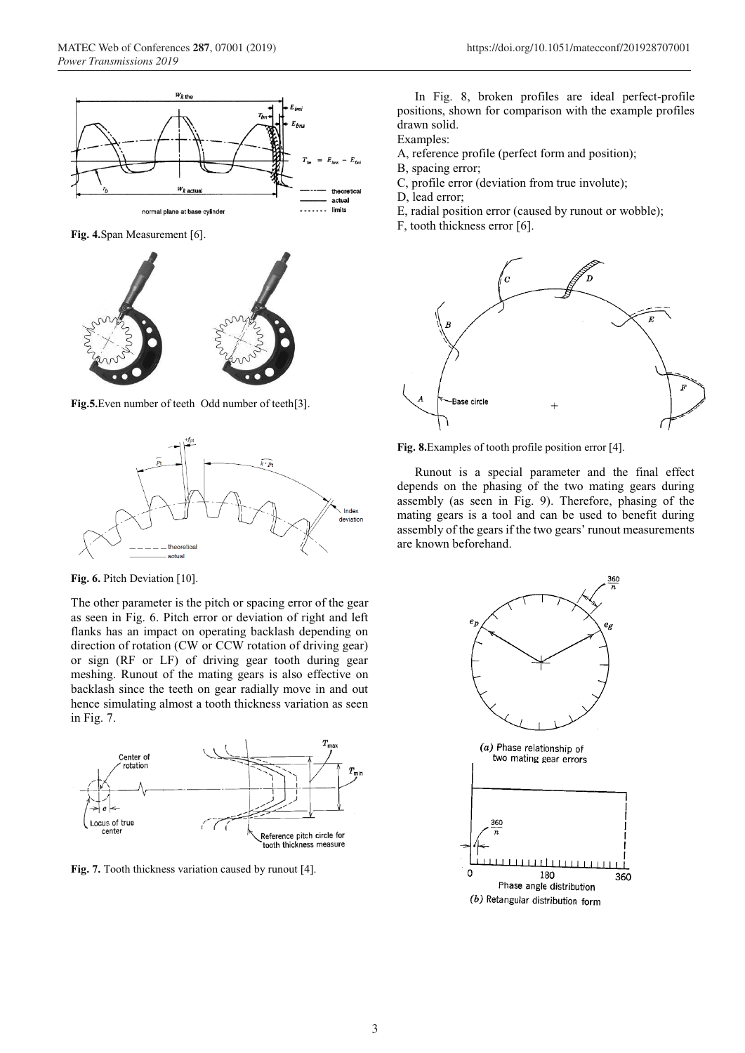Fig. 4.Span Measurement [6].

Fig.5.Even number of teeth  Odd number of teeth[3].

Fig. 6. Pitch Deviation [10].

The other parameter is the pitch or spacing error of the gear as seen in Fig. 6. Pitch error or deviation of right and left flanks has an impact on operating backlash depending on direction of rotation (CW or CCW rotation of driving gear) or sign (RF or LF) of driving gear tooth during gear meshing. Runout of the mating gears is also effective on backlash since the teeth on gear radially move in and out hence simulating almost a tooth thickness variation as seen in Fig. 7.

Fig. 7. Tooth thickness variation caused by runout [4].

In Fig. 8, broken profiles are ideal perfect-profile positions, shown for comparison with the example profiles drawn solid.

Examples:

A, reference profile (perfect form and position);

B, spacing error;

C, profile error (deviation from true involute);

D, lead error;

E, radial position error (caused by runout or wobble);

F, tooth thickness error [6].

Fig. 8.Examples of tooth profile position error [4].

Runout is a special parameter and the final effect depends on the phasing of the two mating gears during assembly (as seen in Fig. 9). Therefore, phasing of the mating gears is a tool and can be used to benefit during assembly of the gears if the two gears' runout measurements are known beforehand.

(a) Phase relationship of two mating gear errors

(b) Retangular distribution form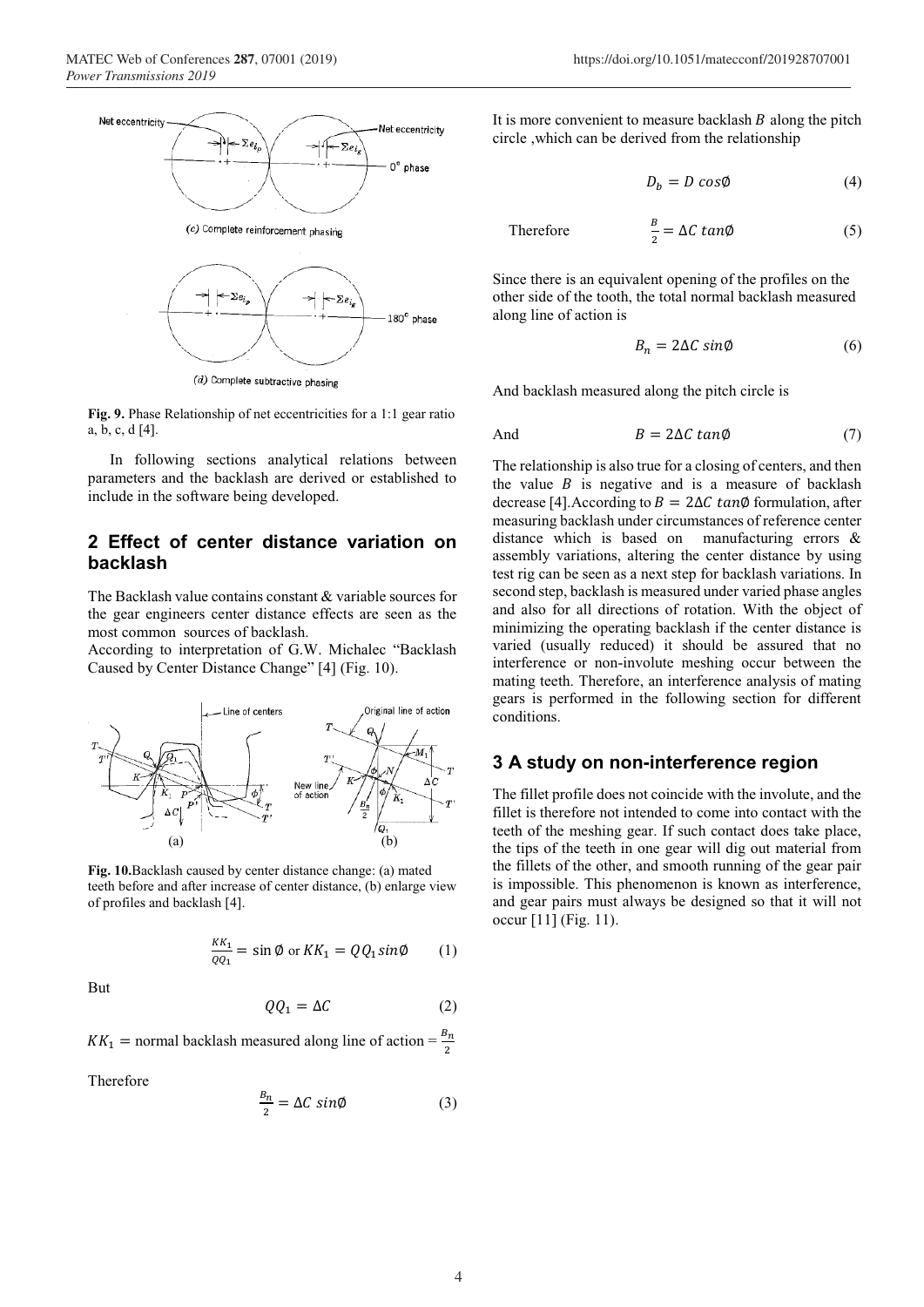(c) Complete reinforcement phasing

(d) Complete subtractive phasing

**Fig. 9.** Phase Relationship of net eccentricities for a 1:1 gear ratio a, b, c, d [4].

In following sections analytical relations between parameters and the backlash are derived or established to include in the software being developed.

## 2 Effect of center distance variation on backlash

The Backlash value contains constant & variable sources for the gear engineers center distance effects are seen as the most common sources of backlash.

According to interpretation of G.W. Michalec "Backlash Caused by Center Distance Change" [4] (Fig. 10).

**Fig. 10.** Backlash caused by center distance change: (a) mated teeth before and after increase of center distance, (b) enlarge view of profiles and backlash [4].

$$\frac{KK_1}{QQ_1} = \sin\emptyset \text{ or } KK_1 = QQ_1 \sin\emptyset \quad (1)$$

But

$$QQ_1 = \Delta C \quad (2)$$

$KK_1$ = normal backlash measured along line of action = $\frac{B_n}{2}$

Therefore

$$\frac{B_n}{2} = \Delta C\ sin\emptyset \quad (3)$$

It is more convenient to measure backlash $B$ along the pitch circle ,which can be derived from the relationship

$$D_b = D\ cos\emptyset \quad (4)$$

Therefore

$$\frac{B}{2} = \Delta C\ tan\emptyset \quad (5)$$

Since there is an equivalent opening of the profiles on the other side of the tooth, the total normal backlash measured along line of action is

$$B_n = 2\Delta C\ sin\emptyset \quad (6)$$

And backlash measured along the pitch circle is

And

$$B = 2\Delta C\ tan\emptyset \quad (7)$$

The relationship is also true for a closing of centers, and then the value $B$ is negative and is a measure of backlash decrease [4].According to $B = 2\Delta C\ tan\emptyset$ formulation, after measuring backlash under circumstances of reference center distance which is based on manufacturing errors & assembly variations, altering the center distance by using test rig can be seen as a next step for backlash variations. In second step, backlash is measured under varied phase angles and also for all directions of rotation. With the object of minimizing the operating backlash if the center distance is varied (usually reduced) it should be assured that no interference or non-involute meshing occur between the mating teeth. Therefore, an interference analysis of mating gears is performed in the following section for different conditions.

## 3 A study on non-interference region

The fillet profile does not coincide with the involute, and the fillet is therefore not intended to come into contact with the teeth of the meshing gear. If such contact does take place, the tips of the teeth in one gear will dig out material from the fillets of the other, and smooth running of the gear pair is impossible. This phenomenon is known as interference, and gear pairs must always be designed so that it will not occur [11] (Fig. 11).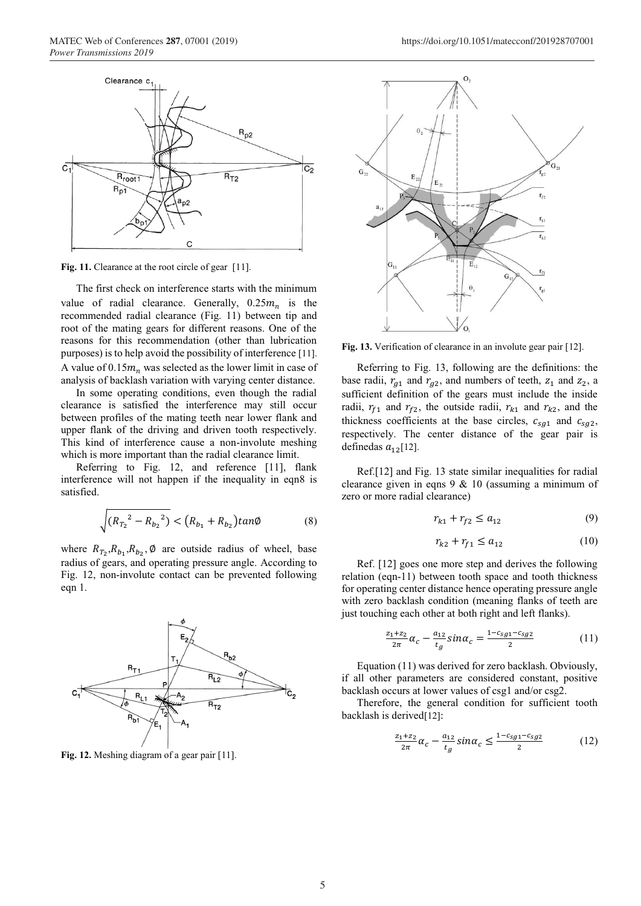Fig. 11. Clearance at the root circle of gear [11].

The first check on interference starts with the minimum value of radial clearance. Generally, $0.25m_n$ is the recommended radial clearance (Fig. 11) between tip and root of the mating gears for different reasons. One of the reasons for this recommendation (other than lubrication purposes) is to help avoid the possibility of interference [11]. A value of $0.15m_n$ was selected as the lower limit in case of analysis of backlash variation with varying center distance.

In some operating conditions, even though the radial clearance is satisfied the interference may still occur between profiles of the mating teeth near lower flank and upper flank of the driving and driven tooth respectively. This kind of interference cause a non-involute meshing which is more important than the radial clearance limit.

Referring to Fig. 12, and reference [11], flank interference will not happen if the inequality in eqn8 is satisfied.

$$\sqrt{({R_{T_2}}^2 - {R_{b_2}}^2)} < \left(R_{b_1} + R_{b_2}\right)tan\emptyset \tag{8}$$

where $R_{T_2}$,$R_{b_1}$,$R_{b_2}$, $\emptyset$ are outside radius of wheel, base radius of gears, and operating pressure angle. According to Fig. 12, non-involute contact can be prevented following eqn 1.

Fig. 12. Meshing diagram of a gear pair [11].

Fig. 13. Verification of clearance in an involute gear pair [12].

Referring to Fig. 13, following are the definitions: the base radii, $r_{g1}$ and $r_{g2}$, and numbers of teeth, $z_1$ and $z_2$, a sufficient definition of the gears must include the inside radii, $r_{f1}$ and $r_{f2}$, the outside radii, $r_{k1}$ and $r_{k2}$, and the thickness coefficients at the base circles, $c_{sg1}$ and $c_{sg2}$, respectively. The center distance of the gear pair is definedas $a_{12}$[12].

Ref.[12] and Fig. 13 state similar inequalities for radial clearance given in eqns 9 & 10 (assuming a minimum of zero or more radial clearance)

$$r_{k1} + r_{f2} \leq a_{12} \tag{9}$$

$$r_{k2} + r_{f1} \leq a_{12} \tag{10}$$

Ref. [12] goes one more step and derives the following relation (eqn-11) between tooth space and tooth thickness for operating center distance hence operating pressure angle with zero backlash condition (meaning flanks of teeth are just touching each other at both right and left flanks).

$$\frac{z_1+z_2}{2\pi}\alpha_c - \frac{a_{12}}{t_g}sin\alpha_c = \frac{1-c_{sg1}-c_{sg2}}{2} \tag{11}$$

Equation (11) was derived for zero backlash. Obviously, if all other parameters are considered constant, positive backlash occurs at lower values of csg1 and/or csg2.

Therefore, the general condition for sufficient tooth backlash is derived[12]:

$$\frac{z_1+z_2}{2\pi}\alpha_c - \frac{a_{12}}{t_g}sin\alpha_c \leq \frac{1-c_{sg1}-c_{sg2}}{2} \tag{12}$$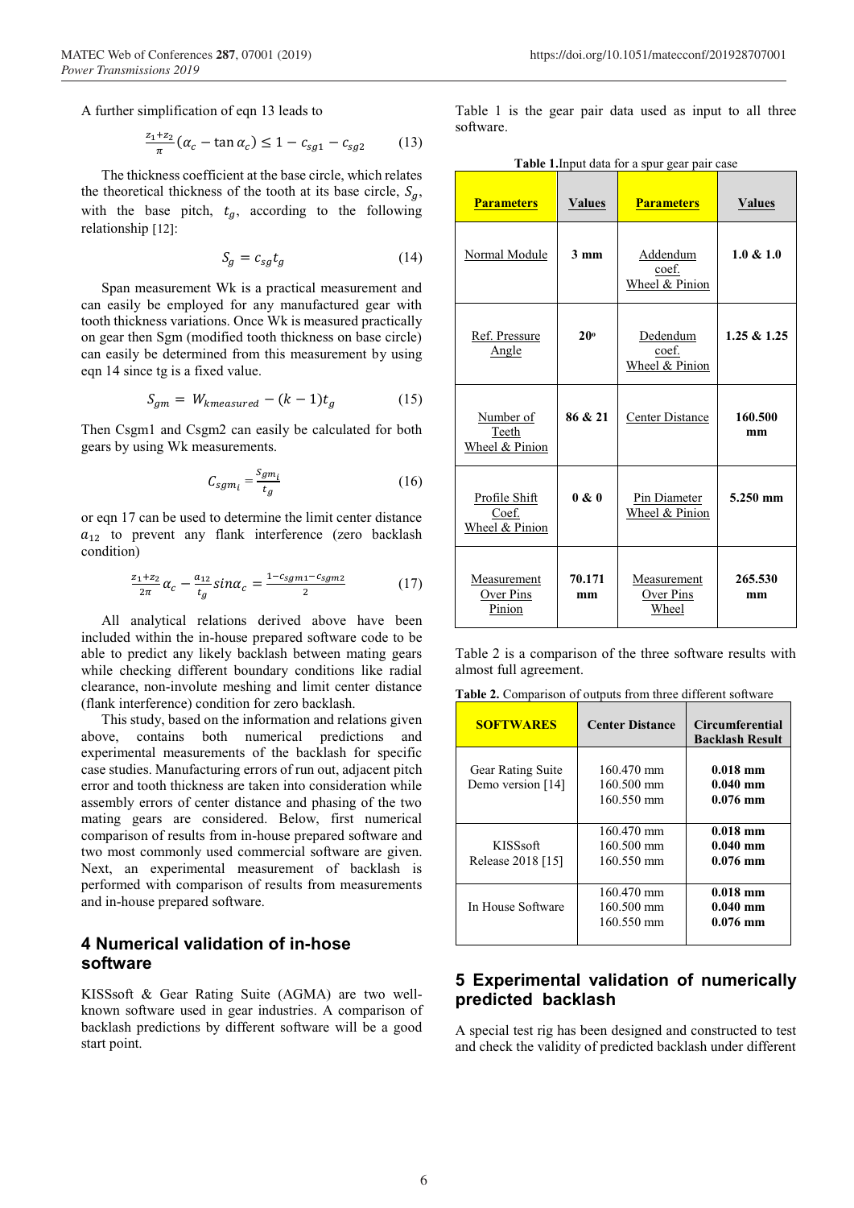A further simplification of eqn 13 leads to

$$\frac{z_1+z_2}{\pi}(\alpha_c - \tan\alpha_c) \leq 1 - c_{sg1} - c_{sg2} \qquad (13)$$

The thickness coefficient at the base circle, which relates the theoretical thickness of the tooth at its base circle, $S_g$, with the base pitch, $t_g$, according to the following relationship [12]:

$$S_g = c_{sg} t_g \qquad (14)$$

Span measurement Wk is a practical measurement and can easily be employed for any manufactured gear with tooth thickness variations. Once Wk is measured practically on gear then Sgm (modified tooth thickness on base circle) can easily be determined from this measurement by using eqn 14 since tg is a fixed value.

$$S_{gm} = W_{kmeasured} - (k-1)t_g \qquad (15)$$

Then Csgm1 and Csgm2 can easily be calculated for both gears by using Wk measurements.

$$C_{sgm_i} = \frac{S_{gm_i}}{t_g} \qquad (16)$$

or eqn 17 can be used to determine the limit center distance $a_{12}$ to prevent any flank interference (zero backlash condition)

$$\frac{z_1+z_2}{2\pi}\alpha_c - \frac{a_{12}}{t_g}\sin\alpha_c = \frac{1-c_{sgm1}-c_{sgm2}}{2} \qquad (17)$$

All analytical relations derived above have been included within the in-house prepared software code to be able to predict any likely backlash between mating gears while checking different boundary conditions like radial clearance, non-involute meshing and limit center distance (flank interference) condition for zero backlash.

This study, based on the information and relations given above, contains both numerical predictions and experimental measurements of the backlash for specific case studies. Manufacturing errors of run out, adjacent pitch error and tooth thickness are taken into consideration while assembly errors of center distance and phasing of the two mating gears are considered. Below, first numerical comparison of results from in-house prepared software and two most commonly used commercial software are given. Next, an experimental measurement of backlash is performed with comparison of results from measurements and in-house prepared software.

## 4 Numerical validation of in-hose software

KISSsoft & Gear Rating Suite (AGMA) are two well-known software used in gear industries. A comparison of backlash predictions by different software will be a good start point.

Table 1 is the gear pair data used as input to all three software.

**Table 1.** Input data for a spur gear pair case

| Parameters | Values | Parameters | Values |
|---|---|---|---|
| Normal Module | **3 mm** | Addendum coef. Wheel & Pinion | **1.0 & 1.0** |
| Ref. Pressure Angle | **20°** | Dedendum coef. Wheel & Pinion | **1.25 & 1.25** |
| Number of Teeth Wheel & Pinion | **86 & 21** | Center Distance | **160.500 mm** |
| Profile Shift Coef. Wheel & Pinion | **0 & 0** | Pin Diameter Wheel & Pinion | **5.250 mm** |
| Measurement Over Pins Pinion | **70.171 mm** | Measurement Over Pins Wheel | **265.530 mm** |

Table 2 is a comparison of the three software results with almost full agreement.

**Table 2.** Comparison of outputs from three different software

| SOFTWARES | Center Distance | Circumferential Backlash Result |
|---|---|---|
| Gear Rating Suite Demo version [14] | 160.470 mm<br>160.500 mm<br>160.550 mm | **0.018 mm**<br>**0.040 mm**<br>**0.076 mm** |
| KISSsoft Release 2018 [15] | 160.470 mm<br>160.500 mm<br>160.550 mm | **0.018 mm**<br>**0.040 mm**<br>**0.076 mm** |
| In House Software | 160.470 mm<br>160.500 mm<br>160.550 mm | **0.018 mm**<br>**0.040 mm**<br>**0.076 mm** |

## 5 Experimental validation of numerically predicted backlash

A special test rig has been designed and constructed to test and check the validity of predicted backlash under different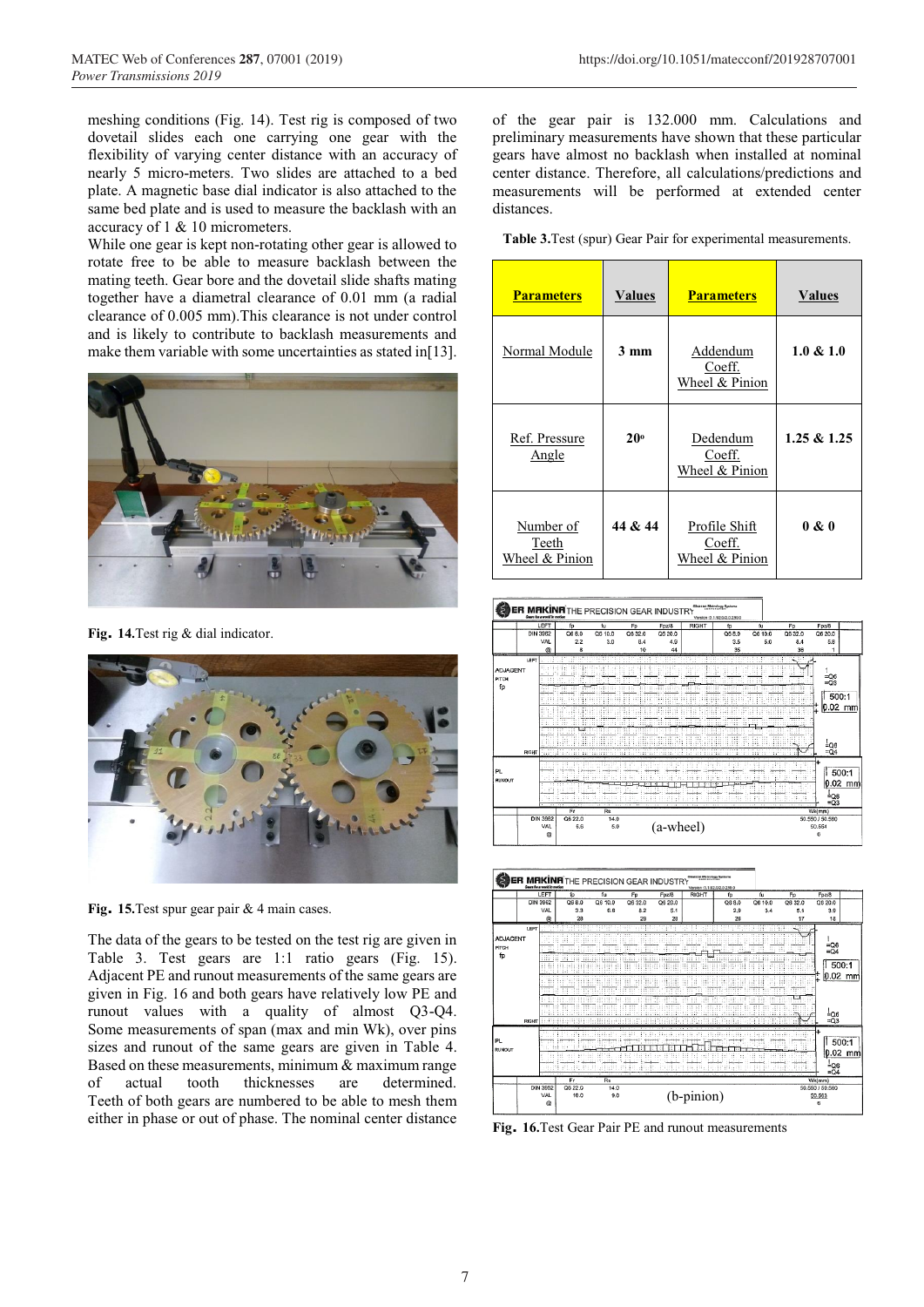meshing conditions (Fig. 14). Test rig is composed of two dovetail slides each one carrying one gear with the flexibility of varying center distance with an accuracy of nearly 5 micro-meters. Two slides are attached to a bed plate. A magnetic base dial indicator is also attached to the same bed plate and is used to measure the backlash with an accuracy of 1 & 10 micrometers.

While one gear is kept non-rotating other gear is allowed to rotate free to be able to measure backlash between the mating teeth. Gear bore and the dovetail slide shafts mating together have a diametral clearance of 0.01 mm (a radial clearance of 0.005 mm).This clearance is not under control and is likely to contribute to backlash measurements and make them variable with some uncertainties as stated in[13].

**Fig. 14.** Test rig & dial indicator.

**Fig. 15.** Test spur gear pair & 4 main cases.

The data of the gears to be tested on the test rig are given in Table 3. Test gears are 1:1 ratio gears (Fig. 15). Adjacent PE and runout measurements of the same gears are given in Fig. 16 and both gears have relatively low PE and runout values with a quality of almost Q3-Q4. Some measurements of span (max and min Wk), over pins sizes and runout of the same gears are given in Table 4. Based on these measurements, minimum & maximum range of actual tooth thicknesses are determined. Teeth of both gears are numbered to be able to mesh them either in phase or out of phase. The nominal center distance of the gear pair is 132.000 mm. Calculations and preliminary measurements have shown that these particular gears have almost no backlash when installed at nominal center distance. Therefore, all calculations/predictions and measurements will be performed at extended center distances.

**Table 3.** Test (spur) Gear Pair for experimental measurements.

| Parameters | Values | Parameters | Values |
|---|---|---|---|
| Normal Module | 3 mm | Addendum Coeff. Wheel & Pinion | 1.0 & 1.0 |
| Ref. Pressure Angle | 20° | Dedendum Coeff. Wheel & Pinion | 1.25 & 1.25 |
| Number of Teeth Wheel & Pinion | 44 & 44 | Profile Shift Coeff. Wheel & Pinion | 0 & 0 |

(a-wheel)

(b-pinion)

**Fig. 16.** Test Gear Pair PE and runout measurements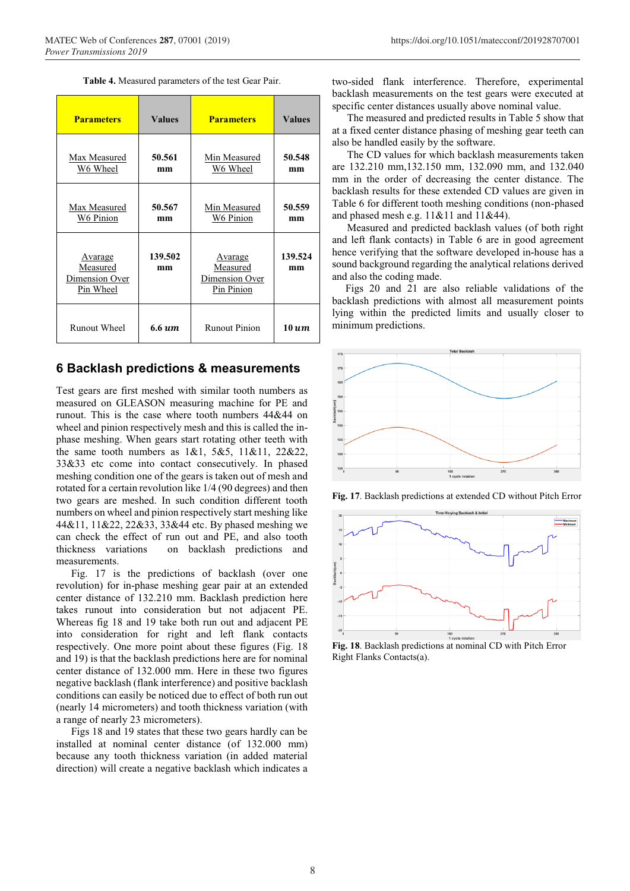**Table 4.** Measured parameters of the test Gear Pair.

| Parameters | Values | Parameters | Values |
|---|---|---|---|
| Max Measured W6 Wheel | **50.561 mm** | Min Measured W6 Wheel | **50.548 mm** |
| Max Measured W6 Pinion | **50.567 mm** | Min Measured W6 Pinion | **50.559 mm** |
| Avarage Measured Dimension Over Pin Wheel | **139.502 mm** | Avarage Measured Dimension Over Pin Pinion | **139.524 mm** |
| Runout Wheel | **6.6 *um*** | Runout Pinion | **10 *um*** |

## 6 Backlash predictions & measurements

Test gears are first meshed with similar tooth numbers as measured on GLEASON measuring machine for PE and runout. This is the case where tooth numbers 44&44 on wheel and pinion respectively mesh and this is called the in-phase meshing. When gears start rotating other teeth with the same tooth numbers as 1&1, 5&5, 11&11, 22&22, 33&33 etc come into contact consecutively. In phased meshing condition one of the gears is taken out of mesh and rotated for a certain revolution like 1/4 (90 degrees) and then two gears are meshed. In such condition different tooth numbers on wheel and pinion respectively start meshing like 44&11, 11&22, 22&33, 33&44 etc. By phased meshing we can check the effect of run out and PE, and also tooth thickness variations on backlash predictions and measurements.

Fig. 17 is the predictions of backlash (over one revolution) for in-phase meshing gear pair at an extended center distance of 132.210 mm. Backlash prediction here takes runout into consideration but not adjacent PE. Whereas fig 18 and 19 take both run out and adjacent PE into consideration for right and left flank contacts respectively. One more point about these figures (Fig. 18 and 19) is that the backlash predictions here are for nominal center distance of 132.000 mm. Here in these two figures negative backlash (flank interference) and positive backlash conditions can easily be noticed due to effect of both run out (nearly 14 micrometers) and tooth thickness variation (with a range of nearly 23 micrometers).

Figs 18 and 19 states that these two gears hardly can be installed at nominal center distance (of 132.000 mm) because any tooth thickness variation (in added material direction) will create a negative backlash which indicates a two-sided flank interference. Therefore, experimental backlash measurements on the test gears were executed at specific center distances usually above nominal value.

The measured and predicted results in Table 5 show that at a fixed center distance phasing of meshing gear teeth can also be handled easily by the software.

The CD values for which backlash measurements taken are 132.210 mm,132.150 mm, 132.090 mm, and 132.040 mm in the order of decreasing the center distance. The backlash results for these extended CD values are given in Table 6 for different tooth meshing conditions (non-phased and phased mesh e.g. 11&11 and 11&44).

Measured and predicted backlash values (of both right and left flank contacts) in Table 6 are in good agreement hence verifying that the software developed in-house has a sound background regarding the analytical relations derived and also the coding made.

Figs 20 and 21 are also reliable validations of the backlash predictions with almost all measurement points lying within the predicted limits and usually closer to minimum predictions.

**Fig. 17**. Backlash predictions at extended CD without Pitch Error

**Fig. 18**. Backlash predictions at nominal CD with Pitch Error Right Flanks Contacts(a).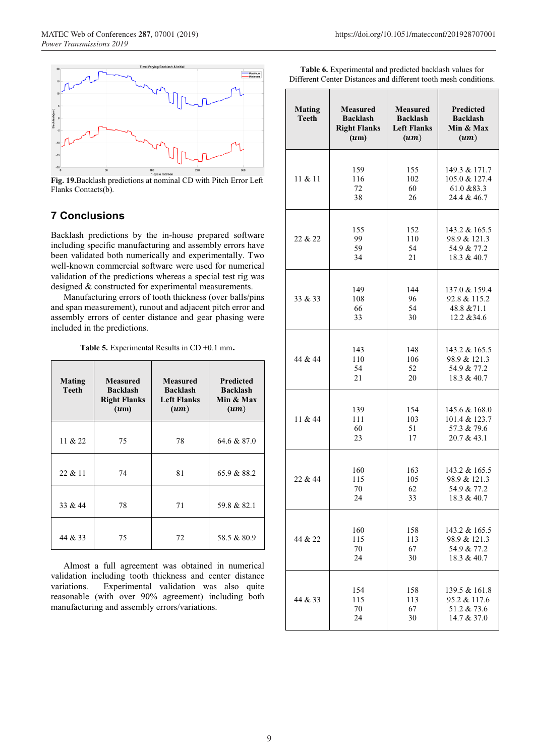**Fig. 19.**Backlash predictions at nominal CD with Pitch Error Left Flanks Contacts(b).

## 7 Conclusions

Backlash predictions by the in-house prepared software including specific manufacturing and assembly errors have been validated both numerically and experimentally. Two well-known commercial software were used for numerical validation of the predictions whereas a special test rig was designed & constructed for experimental measurements.

Manufacturing errors of tooth thickness (over balls/pins and span measurement), runout and adjacent pitch error and assembly errors of center distance and gear phasing were included in the predictions.

**Table 5.** Experimental Results in CD +0.1 mm**.**

| Mating Teeth | Measured Backlash Right Flanks (*um*) | Measured Backlash Left Flanks (*um*) | Predicted Backlash Min & Max (*um*) |
|---|---|---|---|
| 11 & 22 | 75 | 78 | 64.6 & 87.0 |
| 22 & 11 | 74 | 81 | 65.9 & 88.2 |
| 33 & 44 | 78 | 71 | 59.8 & 82.1 |
| 44 & 33 | 75 | 72 | 58.5 & 80.9 |

Almost a full agreement was obtained in numerical validation including tooth thickness and center distance variations. Experimental validation was also quite reasonable (with over 90% agreement) including both manufacturing and assembly errors/variations.

**Table 6.** Experimental and predicted backlash values for Different Center Distances and different tooth mesh conditions.

| Mating Teeth | Measured Backlash Right Flanks (*um*) | Measured Backlash Left Flanks (*um*) | Predicted Backlash Min & Max (*um*) |
|---|---|---|---|
| 11 & 11 | 159<br>116<br>72<br>38 | 155<br>102<br>60<br>26 | 149.3 & 171.7<br>105.0 & 127.4<br>61.0 &83.3<br>24.4 & 46.7 |
| 22 & 22 | 155<br>99<br>59<br>34 | 152<br>110<br>54<br>21 | 143.2 & 165.5<br>98.9 & 121.3<br>54.9 & 77.2<br>18.3 & 40.7 |
| 33 & 33 | 149<br>108<br>66<br>33 | 144<br>96<br>54<br>30 | 137.0 & 159.4<br>92.8 & 115.2<br>48.8 &71.1<br>12.2 &34.6 |
| 44 & 44 | 143<br>110<br>54<br>21 | 148<br>106<br>52<br>20 | 143.2 & 165.5<br>98.9 & 121.3<br>54.9 & 77.2<br>18.3 & 40.7 |
| 11 & 44 | 139<br>111<br>60<br>23 | 154<br>103<br>51<br>17 | 145.6 & 168.0<br>101.4 & 123.7<br>57.3 & 79.6<br>20.7 & 43.1 |
| 22 & 44 | 160<br>115<br>70<br>24 | 163<br>105<br>62<br>33 | 143.2 & 165.5<br>98.9 & 121.3<br>54.9 & 77.2<br>18.3 & 40.7 |
| 44 & 22 | 160<br>115<br>70<br>24 | 158<br>113<br>67<br>30 | 143.2 & 165.5<br>98.9 & 121.3<br>54.9 & 77.2<br>18.3 & 40.7 |
| 44 & 33 | 154<br>115<br>70<br>24 | 158<br>113<br>67<br>30 | 139.5 & 161.8<br>95.2 & 117.6<br>51.2 & 73.6<br>14.7 & 37.0 |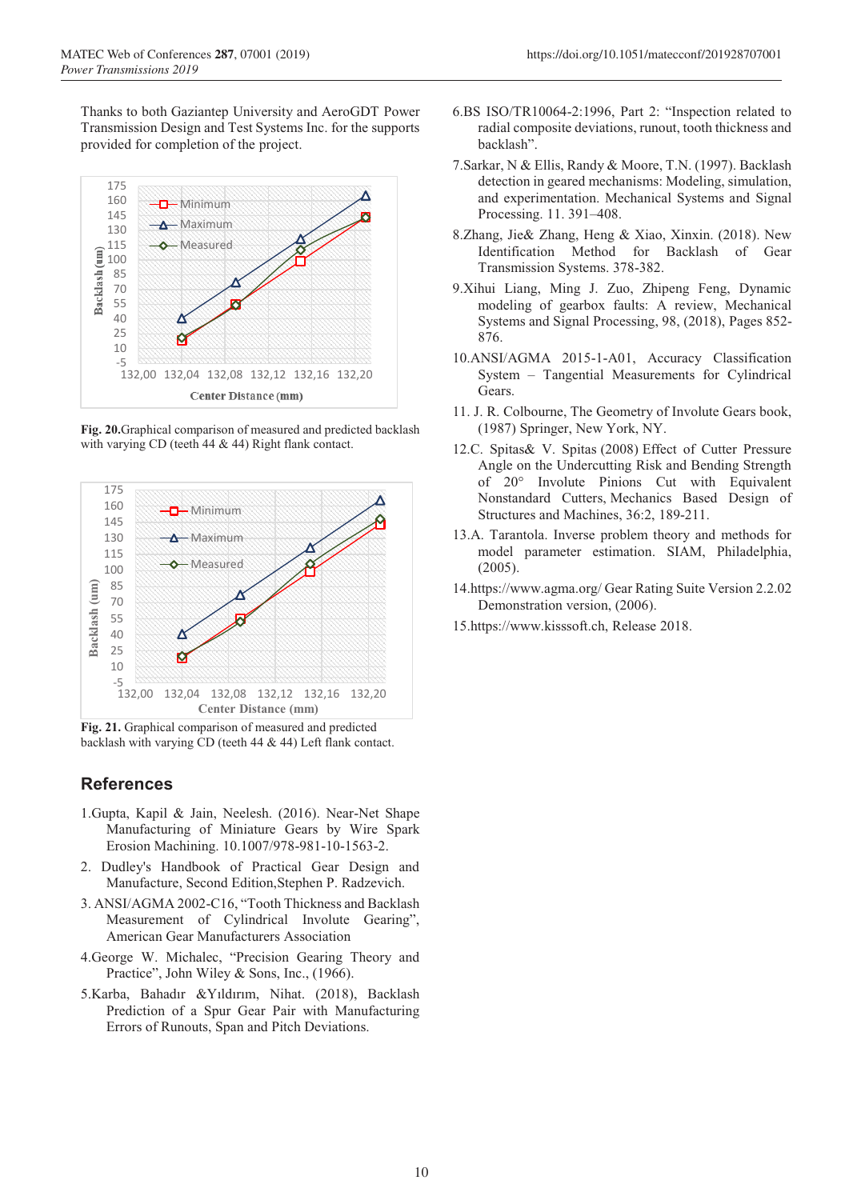Thanks to both Gaziantep University and AeroGDT Power Transmission Design and Test Systems Inc. for the supports provided for completion of the project.

175
160
145
130
115
100
85
70
55
40
25
10
-5
Backlash (um)
Minimum
Maximum
Measured
132,00 132,04 132,08 132,12 132,16 132,20
Center Distance (mm)

**Fig. 20.**Graphical comparison of measured and predicted backlash with varying CD (teeth 44 & 44) Right flank contact.

175
160
145
130
115
100
85
70
55
40
25
10
-5
Backlash (um)
Minimum
Maximum
Measured
132,00 132,04 132,08 132,12 132,16 132,20
Center Distance (mm)

**Fig. 21.** Graphical comparison of measured and predicted backlash with varying CD (teeth 44 & 44) Left flank contact.

## References

1. Gupta, Kapil & Jain, Neelesh. (2016). Near-Net Shape Manufacturing of Miniature Gears by Wire Spark Erosion Machining. 10.1007/978-981-10-1563-2.
2. Dudley's Handbook of Practical Gear Design and Manufacture, Second Edition,Stephen P. Radzevich.
3. ANSI/AGMA 2002-C16, "Tooth Thickness and Backlash Measurement of Cylindrical Involute Gearing", American Gear Manufacturers Association
4. George W. Michalec, "Precision Gearing Theory and Practice", John Wiley & Sons, Inc., (1966).
5. Karba, Bahadır &Yıldırım, Nihat. (2018), Backlash Prediction of a Spur Gear Pair with Manufacturing Errors of Runouts, Span and Pitch Deviations.
6. BS ISO/TR10064-2:1996, Part 2: "Inspection related to radial composite deviations, runout, tooth thickness and backlash".
7. Sarkar, N & Ellis, Randy & Moore, T.N. (1997). Backlash detection in geared mechanisms: Modeling, simulation, and experimentation. Mechanical Systems and Signal Processing. 11. 391–408.
8. Zhang, Jie& Zhang, Heng & Xiao, Xinxin. (2018). New Identification Method for Backlash of Gear Transmission Systems. 378-382.
9. Xihui Liang, Ming J. Zuo, Zhipeng Feng, Dynamic modeling of gearbox faults: A review, Mechanical Systems and Signal Processing, 98, (2018), Pages 852-876.
10. ANSI/AGMA 2015-1-A01, Accuracy Classification System – Tangential Measurements for Cylindrical Gears.
11. J. R. Colbourne, The Geometry of Involute Gears book, (1987) Springer, New York, NY.
12. C. Spitas& V. Spitas (2008) Effect of Cutter Pressure Angle on the Undercutting Risk and Bending Strength of 20° Involute Pinions Cut with Equivalent Nonstandard Cutters, Mechanics Based Design of Structures and Machines, 36:2, 189-211.
13. A. Tarantola. Inverse problem theory and methods for model parameter estimation. SIAM, Philadelphia, (2005).
14. https://www.agma.org/ Gear Rating Suite Version 2.2.02 Demonstration version, (2006).
15. https://www.kisssoft.ch, Release 2018.